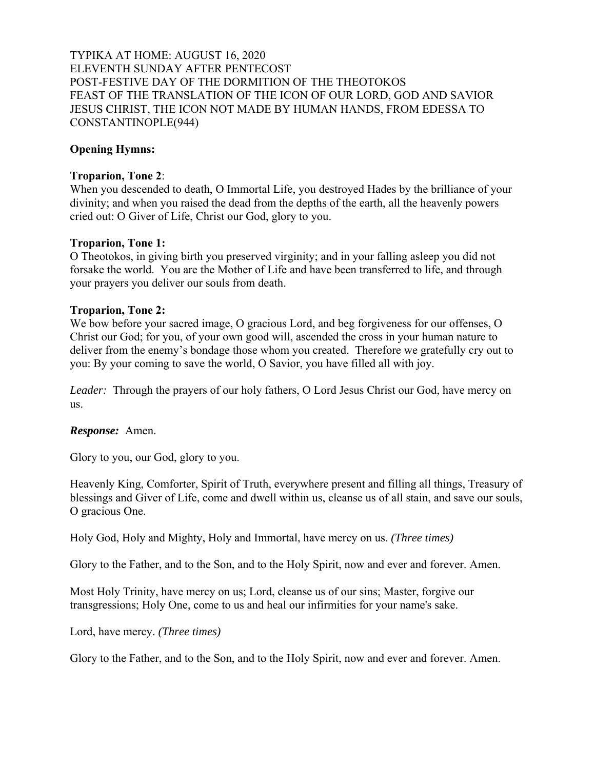TYPIKA AT HOME: AUGUST 16, 2020
ELEVENTH SUNDAY AFTER PENTECOST
POST-FESTIVE DAY OF THE DORMITION OF THE THEOTOKOS
FEAST OF THE TRANSLATION OF THE ICON OF OUR LORD, GOD AND SAVIOR JESUS CHRIST, THE ICON NOT MADE BY HUMAN HANDS, FROM EDESSA TO CONSTANTINOPLE(944)

**Opening Hymns:**

**Troparion, Tone 2**:
When you descended to death, O Immortal Life, you destroyed Hades by the brilliance of your divinity; and when you raised the dead from the depths of the earth, all the heavenly powers cried out: O Giver of Life, Christ our God, glory to you.

**Troparion, Tone 1:**
O Theotokos, in giving birth you preserved virginity; and in your falling asleep you did not forsake the world. You are the Mother of Life and have been transferred to life, and through your prayers you deliver our souls from death.

**Troparion, Tone 2:**
We bow before your sacred image, O gracious Lord, and beg forgiveness for our offenses, O Christ our God; for you, of your own good will, ascended the cross in your human nature to deliver from the enemy's bondage those whom you created. Therefore we gratefully cry out to you: By your coming to save the world, O Savior, you have filled all with joy.

*Leader:* Through the prayers of our holy fathers, O Lord Jesus Christ our God, have mercy on us.

***Response:*** Amen.

Glory to you, our God, glory to you.

Heavenly King, Comforter, Spirit of Truth, everywhere present and filling all things, Treasury of blessings and Giver of Life, come and dwell within us, cleanse us of all stain, and save our souls, O gracious One.

Holy God, Holy and Mighty, Holy and Immortal, have mercy on us. *(Three times)*

Glory to the Father, and to the Son, and to the Holy Spirit, now and ever and forever. Amen.

Most Holy Trinity, have mercy on us; Lord, cleanse us of our sins; Master, forgive our transgressions; Holy One, come to us and heal our infirmities for your name's sake.

Lord, have mercy. *(Three times)*

Glory to the Father, and to the Son, and to the Holy Spirit, now and ever and forever. Amen.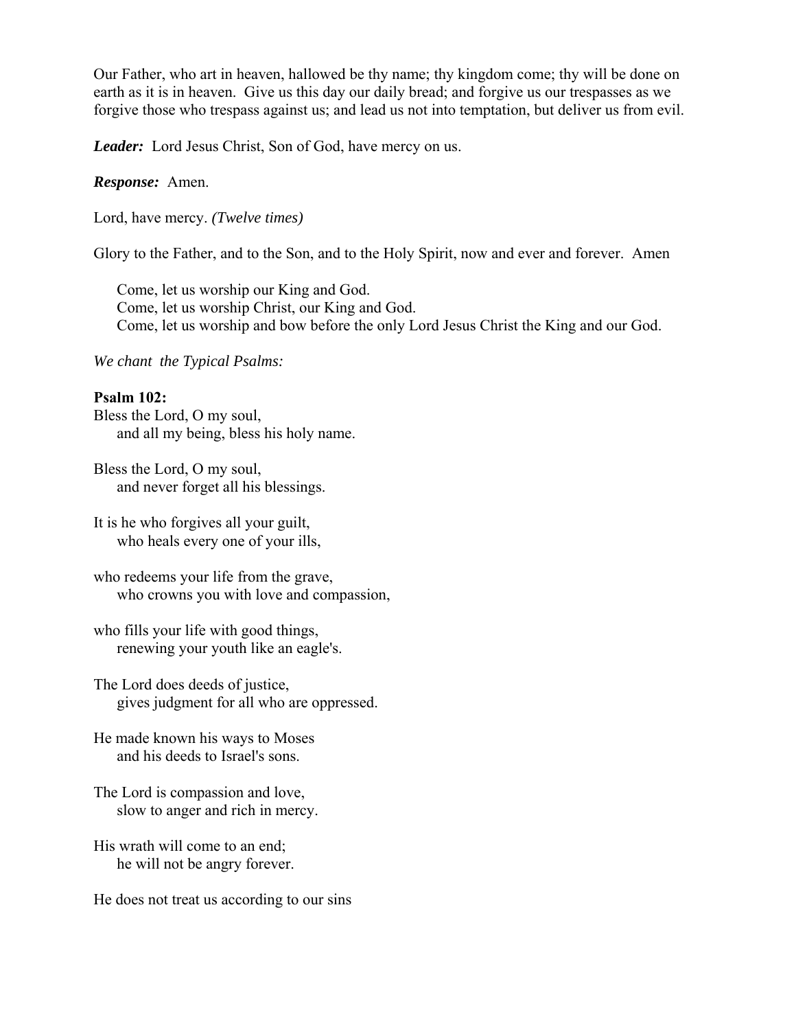Our Father, who art in heaven, hallowed be thy name; thy kingdom come; thy will be done on earth as it is in heaven. Give us this day our daily bread; and forgive us our trespasses as we forgive those who trespass against us; and lead us not into temptation, but deliver us from evil.

***Leader:*** Lord Jesus Christ, Son of God, have mercy on us.

***Response:*** Amen.

Lord, have mercy. *(Twelve times)*

Glory to the Father, and to the Son, and to the Holy Spirit, now and ever and forever. Amen

> Come, let us worship our King and God.
> Come, let us worship Christ, our King and God.
> Come, let us worship and bow before the only Lord Jesus Christ the King and our God.

*We chant the Typical Psalms:*

**Psalm 102:**

Bless the Lord, O my soul,
  and all my being, bless his holy name.

Bless the Lord, O my soul,
  and never forget all his blessings.

It is he who forgives all your guilt,
  who heals every one of your ills,

who redeems your life from the grave,
  who crowns you with love and compassion,

who fills your life with good things,
  renewing your youth like an eagle's.

The Lord does deeds of justice,
  gives judgment for all who are oppressed.

He made known his ways to Moses
  and his deeds to Israel's sons.

The Lord is compassion and love,
  slow to anger and rich in mercy.

His wrath will come to an end;
  he will not be angry forever.

He does not treat us according to our sins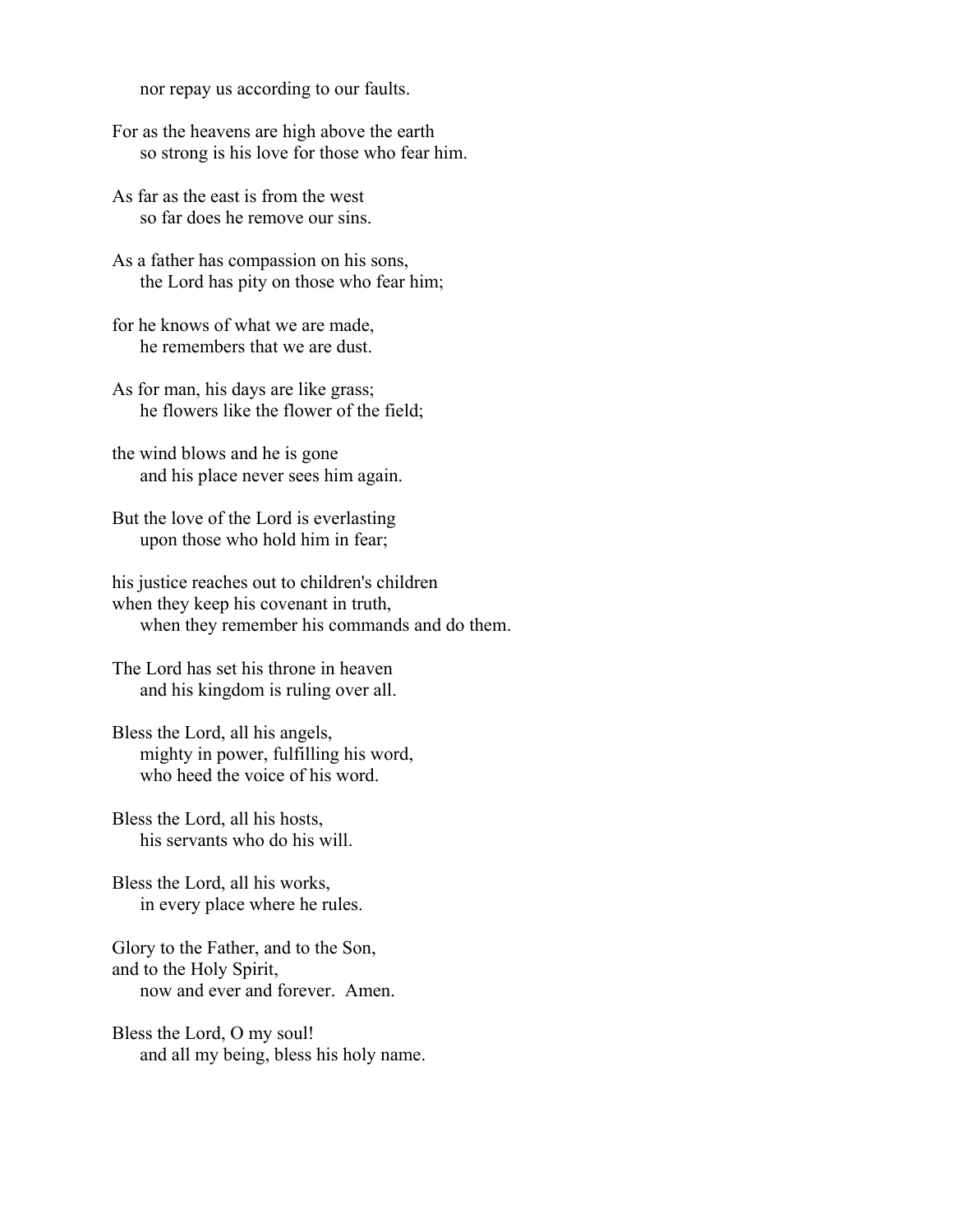nor repay us according to our faults.

For as the heavens are high above the earth
so strong is his love for those who fear him.

As far as the east is from the west
so far does he remove our sins.

As a father has compassion on his sons,
the Lord has pity on those who fear him;

for he knows of what we are made,
he remembers that we are dust.

As for man, his days are like grass;
he flowers like the flower of the field;

the wind blows and he is gone
and his place never sees him again.

But the love of the Lord is everlasting
upon those who hold him in fear;

his justice reaches out to children's children
when they keep his covenant in truth,
when they remember his commands and do them.

The Lord has set his throne in heaven
and his kingdom is ruling over all.

Bless the Lord, all his angels,
mighty in power, fulfilling his word,
who heed the voice of his word.

Bless the Lord, all his hosts,
his servants who do his will.

Bless the Lord, all his works,
in every place where he rules.

Glory to the Father, and to the Son,
and to the Holy Spirit,
now and ever and forever. Amen.

Bless the Lord, O my soul!
and all my being, bless his holy name.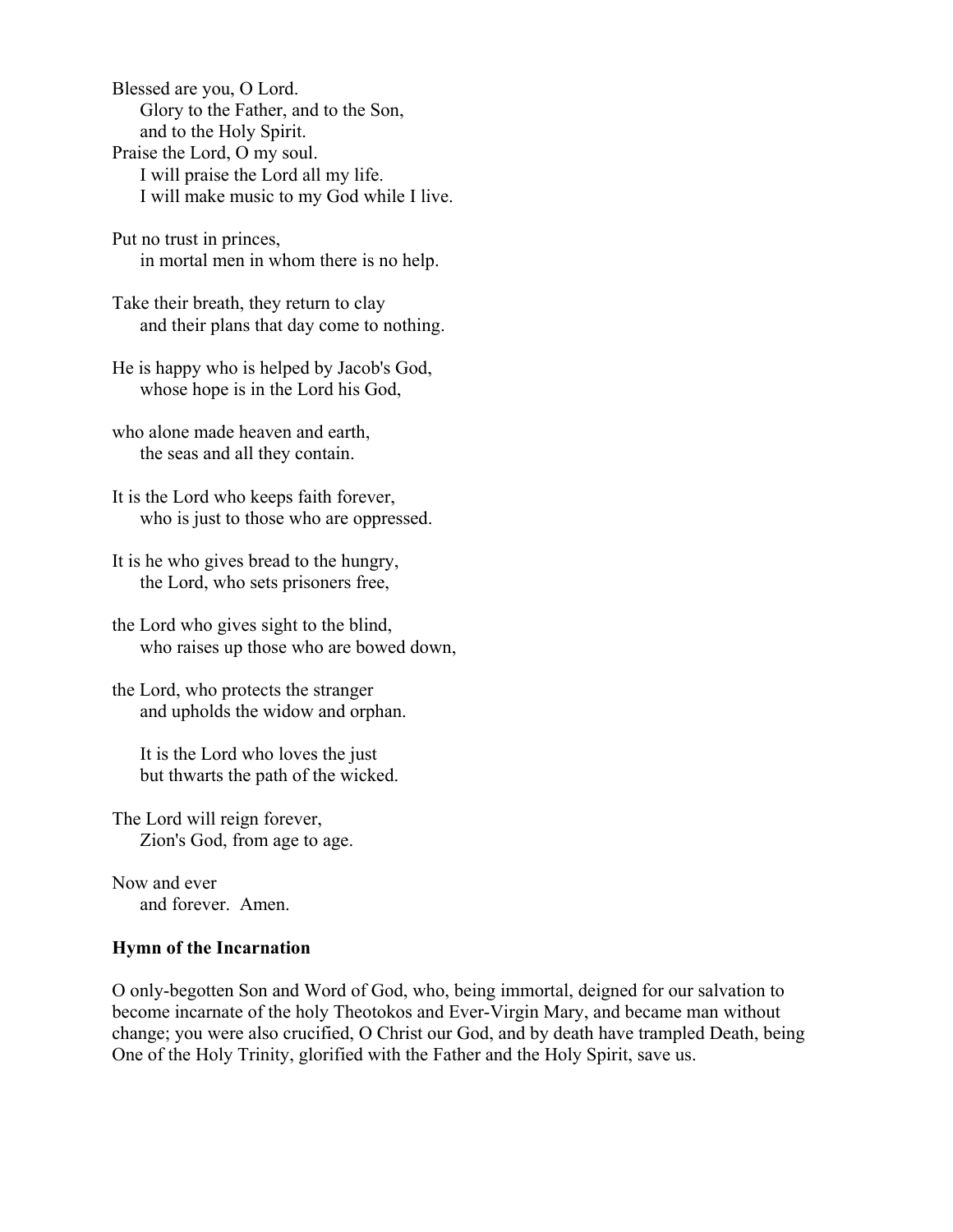Blessed are you, O Lord.
    Glory to the Father, and to the Son,
    and to the Holy Spirit.
Praise the Lord, O my soul.
    I will praise the Lord all my life.
    I will make music to my God while I live.

Put no trust in princes,
    in mortal men in whom there is no help.

Take their breath, they return to clay
    and their plans that day come to nothing.

He is happy who is helped by Jacob's God,
    whose hope is in the Lord his God,

who alone made heaven and earth,
    the seas and all they contain.

It is the Lord who keeps faith forever,
    who is just to those who are oppressed.

It is he who gives bread to the hungry,
    the Lord, who sets prisoners free,

the Lord who gives sight to the blind,
    who raises up those who are bowed down,

the Lord, who protects the stranger
    and upholds the widow and orphan.

    It is the Lord who loves the just
    but thwarts the path of the wicked.

The Lord will reign forever,
    Zion's God, from age to age.

Now and ever
    and forever. Amen.

**Hymn of the Incarnation**

O only-begotten Son and Word of God, who, being immortal, deigned for our salvation to become incarnate of the holy Theotokos and Ever-Virgin Mary, and became man without change; you were also crucified, O Christ our God, and by death have trampled Death, being One of the Holy Trinity, glorified with the Father and the Holy Spirit, save us.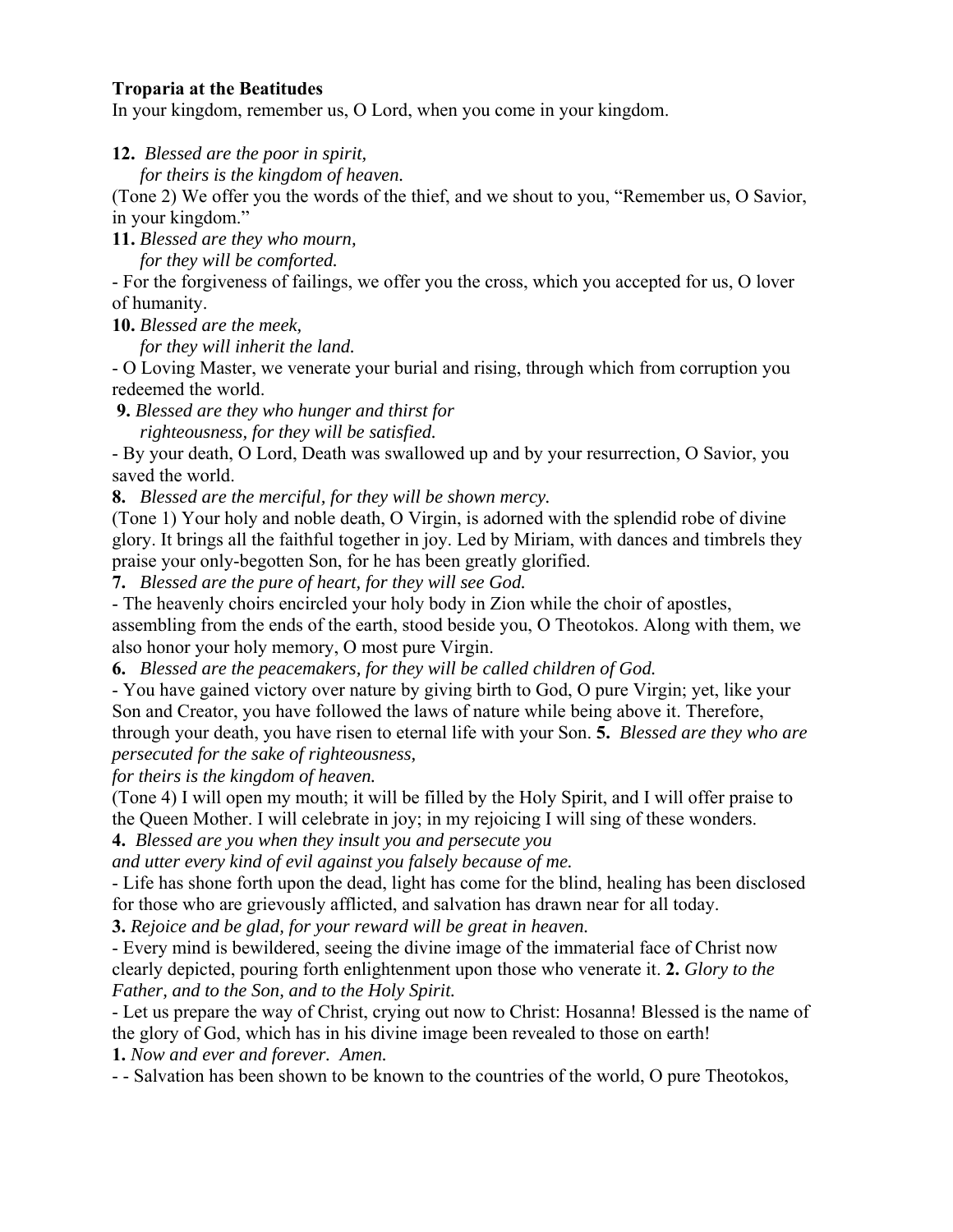**Troparia at the Beatitudes**

In your kingdom, remember us, O Lord, when you come in your kingdom.

**12.** *Blessed are the poor in spirit,*
*for theirs is the kingdom of heaven.*

(Tone 2) We offer you the words of the thief, and we shout to you, “Remember us, O Savior, in your kingdom.”

**11.** *Blessed are they who mourn,*
*for they will be comforted.*

- For the forgiveness of failings, we offer you the cross, which you accepted for us, O lover of humanity.

**10.** *Blessed are the meek,*
*for they will inherit the land.*

- O Loving Master, we venerate your burial and rising, through which from corruption you redeemed the world.

**9.** *Blessed are they who hunger and thirst for*
*righteousness, for they will be satisfied.*

- By your death, O Lord, Death was swallowed up and by your resurrection, O Savior, you saved the world.

**8.** *Blessed are the merciful, for they will be shown mercy.*

(Tone 1) Your holy and noble death, O Virgin, is adorned with the splendid robe of divine glory. It brings all the faithful together in joy. Led by Miriam, with dances and timbrels they praise your only-begotten Son, for he has been greatly glorified.

**7.** *Blessed are the pure of heart, for they will see God.*

- The heavenly choirs encircled your holy body in Zion while the choir of apostles, assembling from the ends of the earth, stood beside you, O Theotokos. Along with them, we also honor your holy memory, O most pure Virgin.

**6.** *Blessed are the peacemakers, for they will be called children of God.*

- You have gained victory over nature by giving birth to God, O pure Virgin; yet, like your Son and Creator, you have followed the laws of nature while being above it. Therefore, through your death, you have risen to eternal life with your Son.

**5.** *Blessed are they who are persecuted for the sake of righteousness,*
*for theirs is the kingdom of heaven.*

(Tone 4) I will open my mouth; it will be filled by the Holy Spirit, and I will offer praise to the Queen Mother. I will celebrate in joy; in my rejoicing I will sing of these wonders.

**4.** *Blessed are you when they insult you and persecute you*
*and utter every kind of evil against you falsely because of me.*

- Life has shone forth upon the dead, light has come for the blind, healing has been disclosed for those who are grievously afflicted, and salvation has drawn near for all today.

**3.** *Rejoice and be glad, for your reward will be great in heaven.*

- Every mind is bewildered, seeing the divine image of the immaterial face of Christ now clearly depicted, pouring forth enlightenment upon those who venerate it.

**2.** *Glory to the Father, and to the Son, and to the Holy Spirit.*

- Let us prepare the way of Christ, crying out now to Christ: Hosanna! Blessed is the name of the glory of God, which has in his divine image been revealed to those on earth!

**1.** *Now and ever and forever. Amen.*

- - Salvation has been shown to be known to the countries of the world, O pure Theotokos,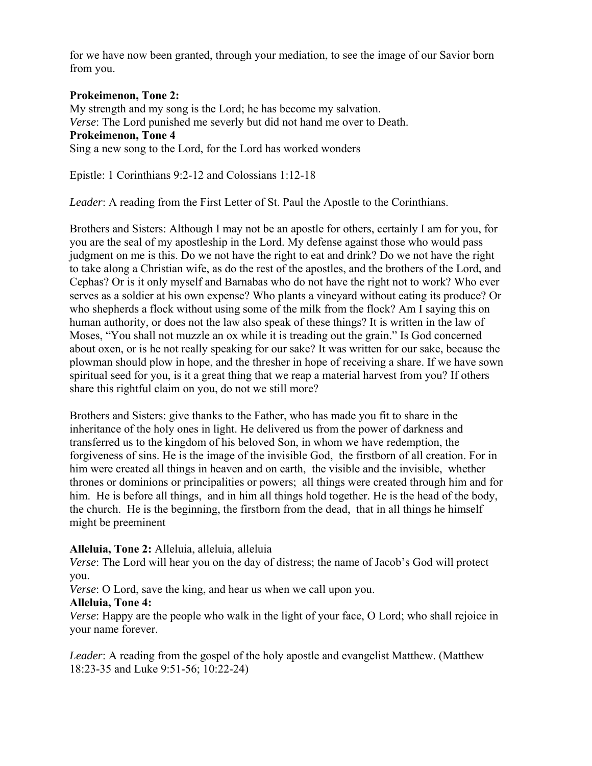for we have now been granted, through your mediation, to see the image of our Savior born from you.

**Prokeimenon, Tone 2:**
My strength and my song is the Lord; he has become my salvation.
*Verse*: The Lord punished me severly but did not hand me over to Death.
**Prokeimenon, Tone 4**
Sing a new song to the Lord, for the Lord has worked wonders

Epistle: 1 Corinthians 9:2-12 and Colossians 1:12-18

*Leader*: A reading from the First Letter of St. Paul the Apostle to the Corinthians.

Brothers and Sisters: Although I may not be an apostle for others, certainly I am for you, for you are the seal of my apostleship in the Lord. My defense against those who would pass judgment on me is this. Do we not have the right to eat and drink? Do we not have the right to take along a Christian wife, as do the rest of the apostles, and the brothers of the Lord, and Cephas? Or is it only myself and Barnabas who do not have the right not to work? Who ever serves as a soldier at his own expense? Who plants a vineyard without eating its produce? Or who shepherds a flock without using some of the milk from the flock? Am I saying this on human authority, or does not the law also speak of these things? It is written in the law of Moses, "You shall not muzzle an ox while it is treading out the grain." Is God concerned about oxen, or is he not really speaking for our sake? It was written for our sake, because the plowman should plow in hope, and the thresher in hope of receiving a share. If we have sown spiritual seed for you, is it a great thing that we reap a material harvest from you? If others share this rightful claim on you, do not we still more?

Brothers and Sisters: give thanks to the Father, who has made you fit to share in the inheritance of the holy ones in light. He delivered us from the power of darkness and transferred us to the kingdom of his beloved Son, in whom we have redemption, the forgiveness of sins. He is the image of the invisible God, the firstborn of all creation. For in him were created all things in heaven and on earth, the visible and the invisible, whether thrones or dominions or principalities or powers; all things were created through him and for him. He is before all things, and in him all things hold together. He is the head of the body, the church. He is the beginning, the firstborn from the dead, that in all things he himself might be preeminent

**Alleluia, Tone 2:** Alleluia, alleluia, alleluia
*Verse*: The Lord will hear you on the day of distress; the name of Jacob's God will protect you.
*Verse*: O Lord, save the king, and hear us when we call upon you.
**Alleluia, Tone 4:**
*Verse*: Happy are the people who walk in the light of your face, O Lord; who shall rejoice in your name forever.

*Leader*: A reading from the gospel of the holy apostle and evangelist Matthew. (Matthew 18:23-35 and Luke 9:51-56; 10:22-24)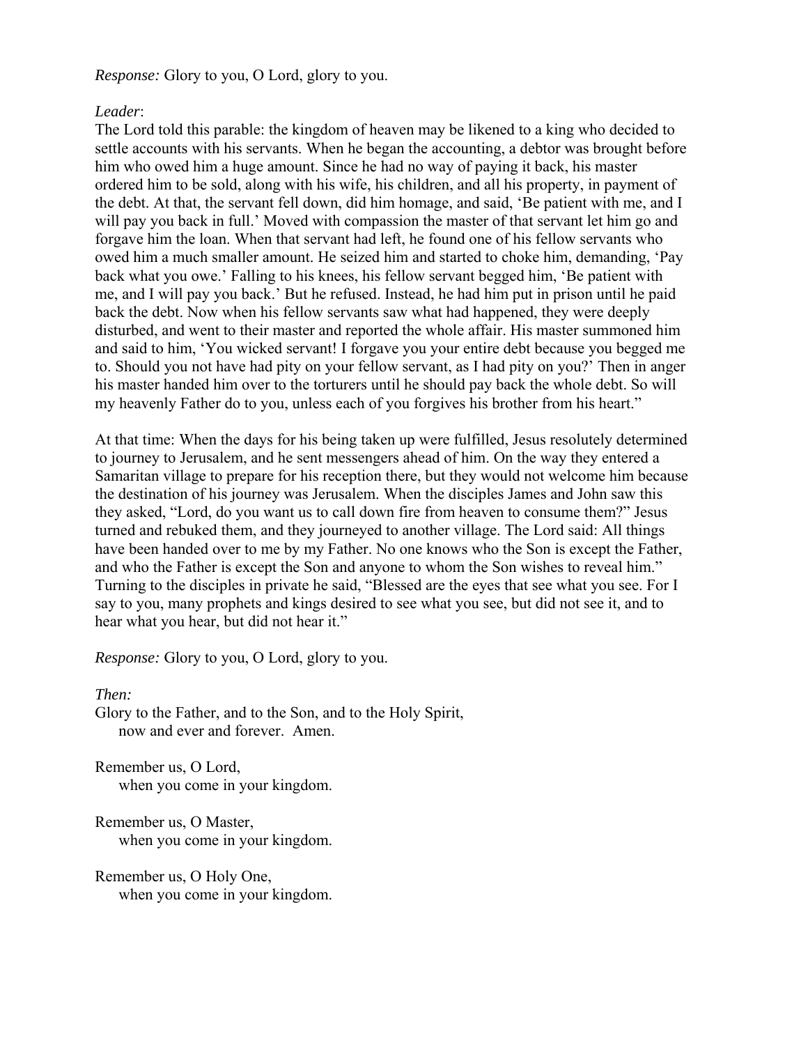*Response:* Glory to you, O Lord, glory to you.

*Leader*:
The Lord told this parable: the kingdom of heaven may be likened to a king who decided to settle accounts with his servants. When he began the accounting, a debtor was brought before him who owed him a huge amount. Since he had no way of paying it back, his master ordered him to be sold, along with his wife, his children, and all his property, in payment of the debt. At that, the servant fell down, did him homage, and said, 'Be patient with me, and I will pay you back in full.' Moved with compassion the master of that servant let him go and forgave him the loan. When that servant had left, he found one of his fellow servants who owed him a much smaller amount. He seized him and started to choke him, demanding, 'Pay back what you owe.' Falling to his knees, his fellow servant begged him, 'Be patient with me, and I will pay you back.' But he refused. Instead, he had him put in prison until he paid back the debt. Now when his fellow servants saw what had happened, they were deeply disturbed, and went to their master and reported the whole affair. His master summoned him and said to him, 'You wicked servant! I forgave you your entire debt because you begged me to. Should you not have had pity on your fellow servant, as I had pity on you?' Then in anger his master handed him over to the torturers until he should pay back the whole debt. So will my heavenly Father do to you, unless each of you forgives his brother from his heart."

At that time: When the days for his being taken up were fulfilled, Jesus resolutely determined to journey to Jerusalem, and he sent messengers ahead of him. On the way they entered a Samaritan village to prepare for his reception there, but they would not welcome him because the destination of his journey was Jerusalem. When the disciples James and John saw this they asked, "Lord, do you want us to call down fire from heaven to consume them?" Jesus turned and rebuked them, and they journeyed to another village. The Lord said: All things have been handed over to me by my Father. No one knows who the Son is except the Father, and who the Father is except the Son and anyone to whom the Son wishes to reveal him." Turning to the disciples in private he said, "Blessed are the eyes that see what you see. For I say to you, many prophets and kings desired to see what you see, but did not see it, and to hear what you hear, but did not hear it."

*Response:* Glory to you, O Lord, glory to you.

*Then:*

Glory to the Father, and to the Son, and to the Holy Spirit,
 now and ever and forever. Amen.

Remember us, O Lord,
 when you come in your kingdom.

Remember us, O Master,
 when you come in your kingdom.

Remember us, O Holy One,
 when you come in your kingdom.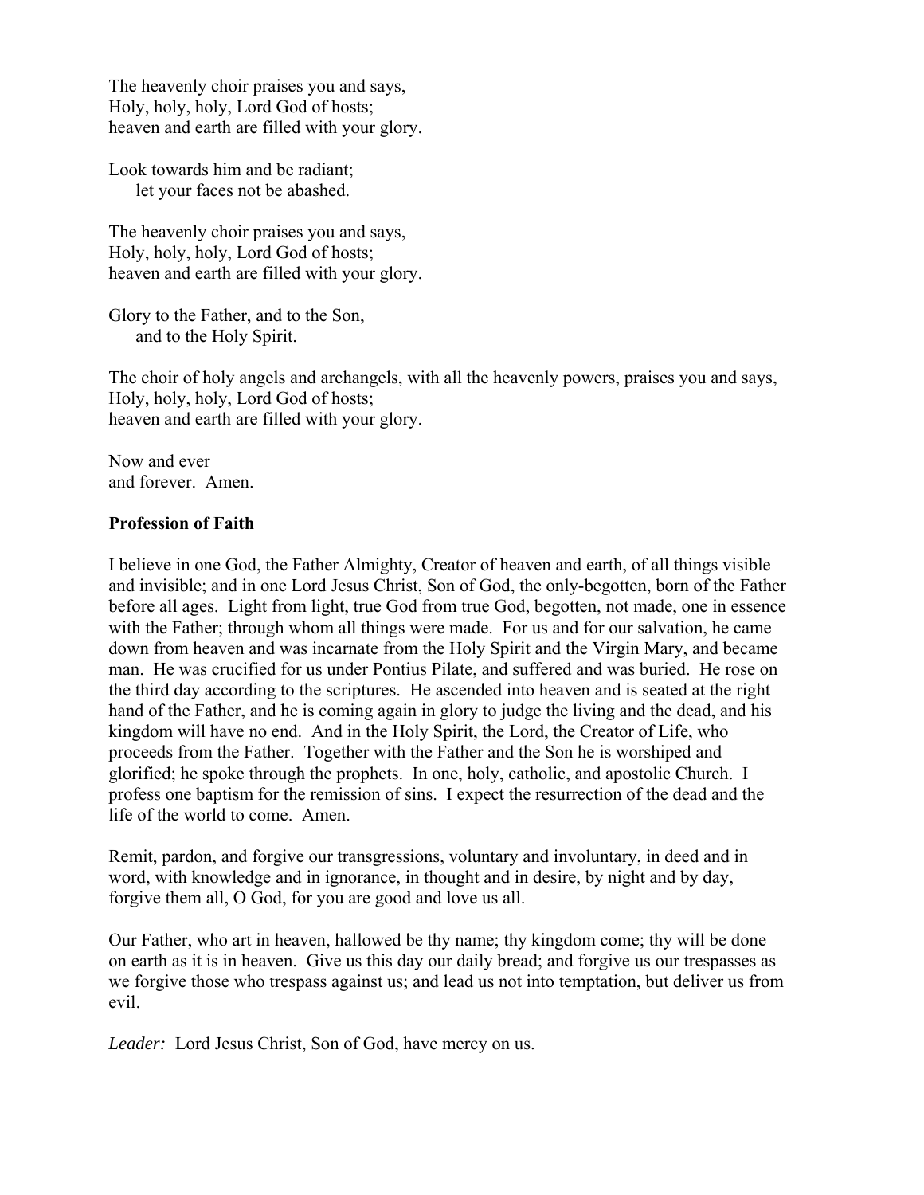The heavenly choir praises you and says,
Holy, holy, holy, Lord God of hosts;
heaven and earth are filled with your glory.

Look towards him and be radiant;
    let your faces not be abashed.

The heavenly choir praises you and says,
Holy, holy, holy, Lord God of hosts;
heaven and earth are filled with your glory.

Glory to the Father, and to the Son,
    and to the Holy Spirit.

The choir of holy angels and archangels, with all the heavenly powers, praises you and says,
Holy, holy, holy, Lord God of hosts;
heaven and earth are filled with your glory.

Now and ever
and forever.  Amen.

**Profession of Faith**

I believe in one God, the Father Almighty, Creator of heaven and earth, of all things visible and invisible; and in one Lord Jesus Christ, Son of God, the only-begotten, born of the Father before all ages.  Light from light, true God from true God, begotten, not made, one in essence with the Father; through whom all things were made.  For us and for our salvation, he came down from heaven and was incarnate from the Holy Spirit and the Virgin Mary, and became man.  He was crucified for us under Pontius Pilate, and suffered and was buried.  He rose on the third day according to the scriptures.  He ascended into heaven and is seated at the right hand of the Father, and he is coming again in glory to judge the living and the dead, and his kingdom will have no end.  And in the Holy Spirit, the Lord, the Creator of Life, who proceeds from the Father.  Together with the Father and the Son he is worshiped and glorified; he spoke through the prophets.  In one, holy, catholic, and apostolic Church.  I profess one baptism for the remission of sins.  I expect the resurrection of the dead and the life of the world to come.  Amen.

Remit, pardon, and forgive our transgressions, voluntary and involuntary, in deed and in word, with knowledge and in ignorance, in thought and in desire, by night and by day, forgive them all, O God, for you are good and love us all.

Our Father, who art in heaven, hallowed be thy name; thy kingdom come; thy will be done on earth as it is in heaven.  Give us this day our daily bread; and forgive us our trespasses as we forgive those who trespass against us; and lead us not into temptation, but deliver us from evil.

*Leader:*  Lord Jesus Christ, Son of God, have mercy on us.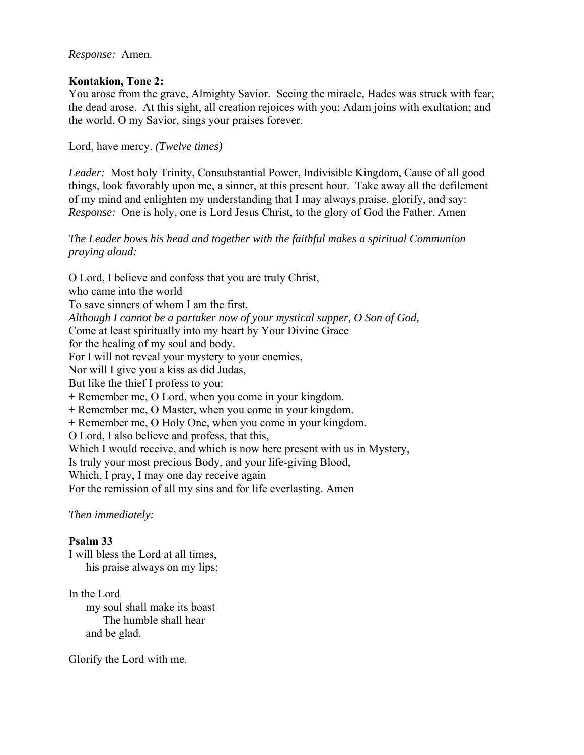*Response:* Amen.

**Kontakion, Tone 2:**
You arose from the grave, Almighty Savior. Seeing the miracle, Hades was struck with fear; the dead arose. At this sight, all creation rejoices with you; Adam joins with exultation; and the world, O my Savior, sings your praises forever.

Lord, have mercy. *(Twelve times)*

*Leader:* Most holy Trinity, Consubstantial Power, Indivisible Kingdom, Cause of all good things, look favorably upon me, a sinner, at this present hour. Take away all the defilement of my mind and enlighten my understanding that I may always praise, glorify, and say:
*Response:* One is holy, one is Lord Jesus Christ, to the glory of God the Father. Amen

*The Leader bows his head and together with the faithful makes a spiritual Communion praying aloud:*

O Lord, I believe and confess that you are truly Christ,
who came into the world
To save sinners of whom I am the first.
*Although I cannot be a partaker now of your mystical supper, O Son of God,*
Come at least spiritually into my heart by Your Divine Grace
for the healing of my soul and body.
For I will not reveal your mystery to your enemies,
Nor will I give you a kiss as did Judas,
But like the thief I profess to you:
+ Remember me, O Lord, when you come in your kingdom.
+ Remember me, O Master, when you come in your kingdom.
+ Remember me, O Holy One, when you come in your kingdom.
O Lord, I also believe and profess, that this,
Which I would receive, and which is now here present with us in Mystery,
Is truly your most precious Body, and your life-giving Blood,
Which, I pray, I may one day receive again
For the remission of all my sins and for life everlasting. Amen

*Then immediately:*

**Psalm 33**
I will bless the Lord at all times,
his praise always on my lips;

In the Lord
my soul shall make its boast
The humble shall hear
and be glad.

Glorify the Lord with me.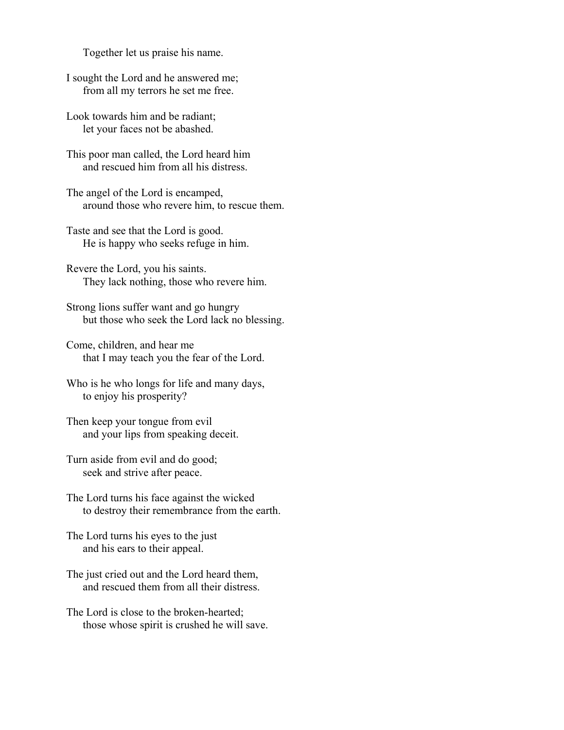Together let us praise his name.

I sought the Lord and he answered me;
from all my terrors he set me free.

Look towards him and be radiant;
let your faces not be abashed.

This poor man called, the Lord heard him
and rescued him from all his distress.

The angel of the Lord is encamped,
around those who revere him, to rescue them.

Taste and see that the Lord is good.
He is happy who seeks refuge in him.

Revere the Lord, you his saints.
They lack nothing, those who revere him.

Strong lions suffer want and go hungry
but those who seek the Lord lack no blessing.

Come, children, and hear me
that I may teach you the fear of the Lord.

Who is he who longs for life and many days,
to enjoy his prosperity?

Then keep your tongue from evil
and your lips from speaking deceit.

Turn aside from evil and do good;
seek and strive after peace.

The Lord turns his face against the wicked
to destroy their remembrance from the earth.

The Lord turns his eyes to the just
and his ears to their appeal.

The just cried out and the Lord heard them,
and rescued them from all their distress.

The Lord is close to the broken-hearted;
those whose spirit is crushed he will save.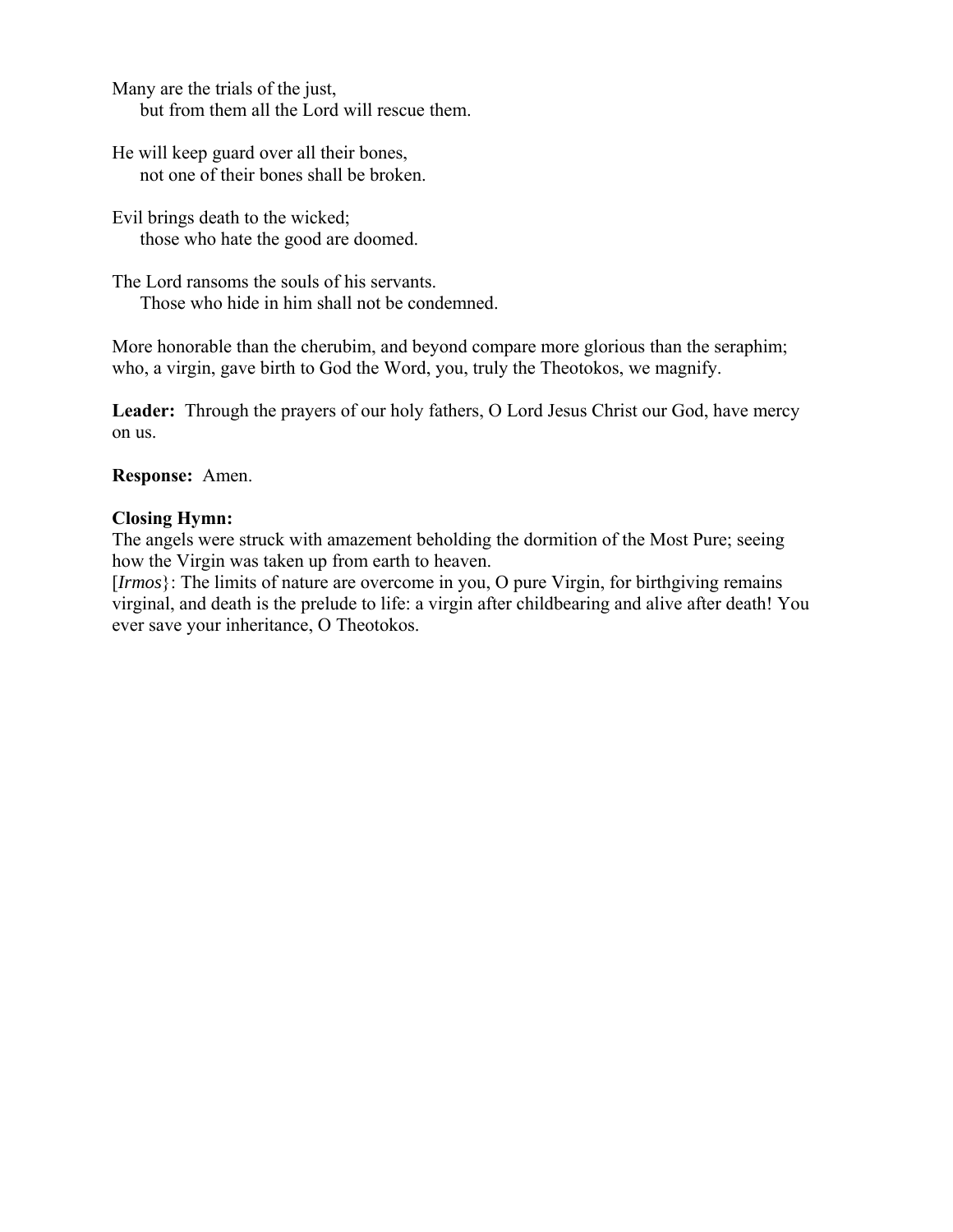Many are the trials of the just,
  but from them all the Lord will rescue them.

He will keep guard over all their bones,
  not one of their bones shall be broken.

Evil brings death to the wicked;
  those who hate the good are doomed.

The Lord ransoms the souls of his servants.
  Those who hide in him shall not be condemned.

More honorable than the cherubim, and beyond compare more glorious than the seraphim; who, a virgin, gave birth to God the Word, you, truly the Theotokos, we magnify.

**Leader:** Through the prayers of our holy fathers, O Lord Jesus Christ our God, have mercy on us.

**Response:** Amen.

**Closing Hymn:**
The angels were struck with amazement beholding the dormition of the Most Pure; seeing how the Virgin was taken up from earth to heaven.
[*Irmos*}: The limits of nature are overcome in you, O pure Virgin, for birthgiving remains virginal, and death is the prelude to life: a virgin after childbearing and alive after death! You ever save your inheritance, O Theotokos.